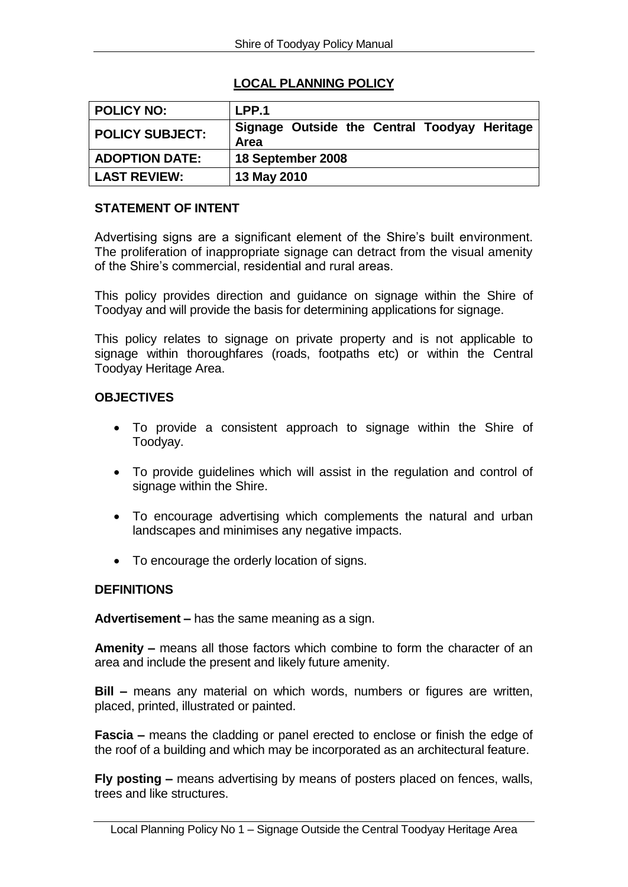## LOCAL PLANNING POLICY

| | |
|---|---|
| **POLICY NO:** | **LPP.1** |
| **POLICY SUBJECT:** | **Signage Outside the Central Toodyay Heritage Area** |
| **ADOPTION DATE:** | **18 September 2008** |
| **LAST REVIEW:** | **13 May 2010** |

### STATEMENT OF INTENT

Advertising signs are a significant element of the Shire's built environment. The proliferation of inappropriate signage can detract from the visual amenity of the Shire's commercial, residential and rural areas.

This policy provides direction and guidance on signage within the Shire of Toodyay and will provide the basis for determining applications for signage.

This policy relates to signage on private property and is not applicable to signage within thoroughfares (roads, footpaths etc) or within the Central Toodyay Heritage Area.

### OBJECTIVES

- To provide a consistent approach to signage within the Shire of Toodyay.
- To provide guidelines which will assist in the regulation and control of signage within the Shire.
- To encourage advertising which complements the natural and urban landscapes and minimises any negative impacts.
- To encourage the orderly location of signs.

### DEFINITIONS

**Advertisement –** has the same meaning as a sign.

**Amenity –** means all those factors which combine to form the character of an area and include the present and likely future amenity.

**Bill –** means any material on which words, numbers or figures are written, placed, printed, illustrated or painted.

**Fascia –** means the cladding or panel erected to enclose or finish the edge of the roof of a building and which may be incorporated as an architectural feature.

**Fly posting –** means advertising by means of posters placed on fences, walls, trees and like structures.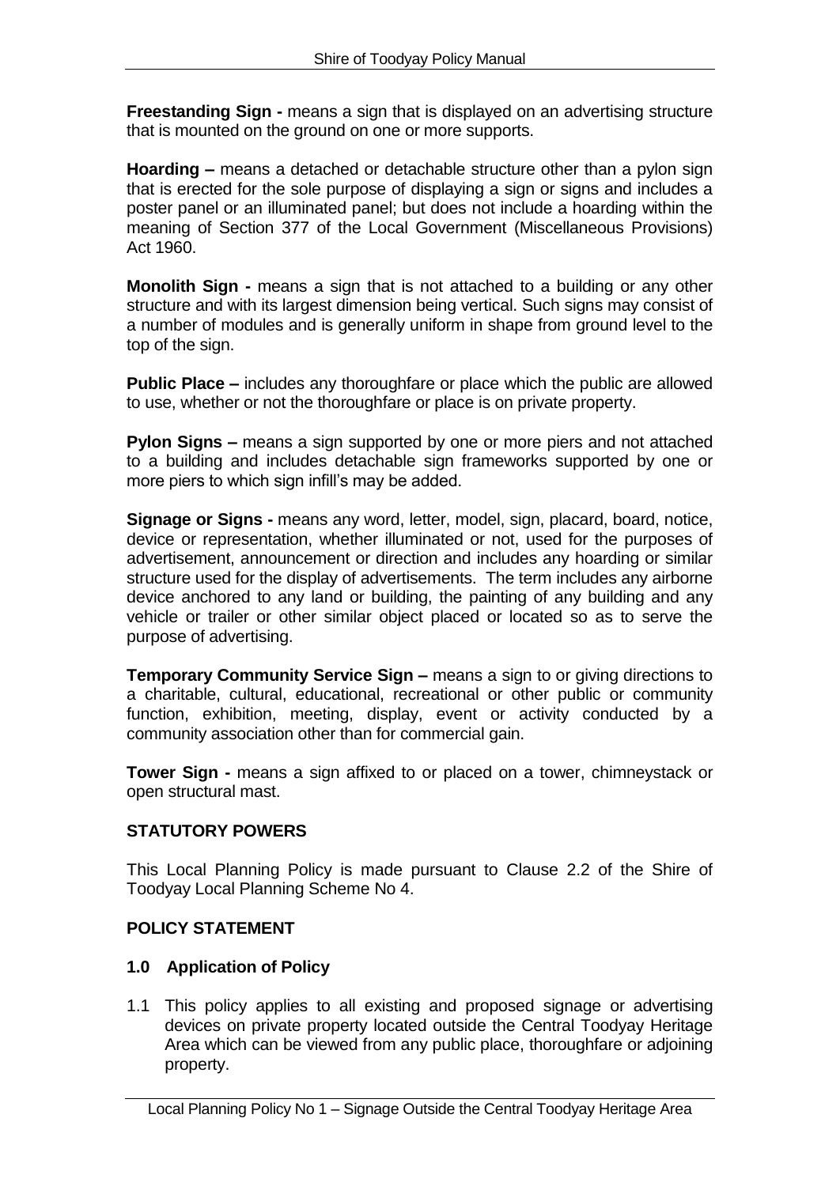**Freestanding Sign -** means a sign that is displayed on an advertising structure that is mounted on the ground on one or more supports.

**Hoarding –** means a detached or detachable structure other than a pylon sign that is erected for the sole purpose of displaying a sign or signs and includes a poster panel or an illuminated panel; but does not include a hoarding within the meaning of Section 377 of the Local Government (Miscellaneous Provisions) Act 1960.

**Monolith Sign -** means a sign that is not attached to a building or any other structure and with its largest dimension being vertical. Such signs may consist of a number of modules and is generally uniform in shape from ground level to the top of the sign.

**Public Place –** includes any thoroughfare or place which the public are allowed to use, whether or not the thoroughfare or place is on private property.

**Pylon Signs –** means a sign supported by one or more piers and not attached to a building and includes detachable sign frameworks supported by one or more piers to which sign infill's may be added.

**Signage or Signs -** means any word, letter, model, sign, placard, board, notice, device or representation, whether illuminated or not, used for the purposes of advertisement, announcement or direction and includes any hoarding or similar structure used for the display of advertisements. The term includes any airborne device anchored to any land or building, the painting of any building and any vehicle or trailer or other similar object placed or located so as to serve the purpose of advertising.

**Temporary Community Service Sign –** means a sign to or giving directions to a charitable, cultural, educational, recreational or other public or community function, exhibition, meeting, display, event or activity conducted by a community association other than for commercial gain.

**Tower Sign -** means a sign affixed to or placed on a tower, chimneystack or open structural mast.

## STATUTORY POWERS

This Local Planning Policy is made pursuant to Clause 2.2 of the Shire of Toodyay Local Planning Scheme No 4.

## POLICY STATEMENT

### 1.0 Application of Policy

1.1 This policy applies to all existing and proposed signage or advertising devices on private property located outside the Central Toodyay Heritage Area which can be viewed from any public place, thoroughfare or adjoining property.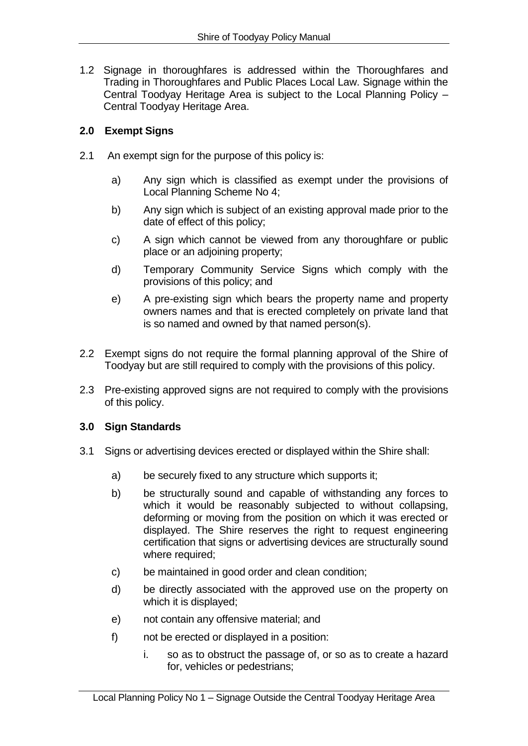1.2 Signage in thoroughfares is addressed within the Thoroughfares and Trading in Thoroughfares and Public Places Local Law. Signage within the Central Toodyay Heritage Area is subject to the Local Planning Policy – Central Toodyay Heritage Area.

## 2.0 Exempt Signs

2.1 An exempt sign for the purpose of this policy is:

a) Any sign which is classified as exempt under the provisions of Local Planning Scheme No 4;

b) Any sign which is subject of an existing approval made prior to the date of effect of this policy;

c) A sign which cannot be viewed from any thoroughfare or public place or an adjoining property;

d) Temporary Community Service Signs which comply with the provisions of this policy; and

e) A pre-existing sign which bears the property name and property owners names and that is erected completely on private land that is so named and owned by that named person(s).

2.2 Exempt signs do not require the formal planning approval of the Shire of Toodyay but are still required to comply with the provisions of this policy.

2.3 Pre-existing approved signs are not required to comply with the provisions of this policy.

## 3.0 Sign Standards

3.1 Signs or advertising devices erected or displayed within the Shire shall:

a) be securely fixed to any structure which supports it;

b) be structurally sound and capable of withstanding any forces to which it would be reasonably subjected to without collapsing, deforming or moving from the position on which it was erected or displayed. The Shire reserves the right to request engineering certification that signs or advertising devices are structurally sound where required;

c) be maintained in good order and clean condition;

d) be directly associated with the approved use on the property on which it is displayed;

e) not contain any offensive material; and

f) not be erected or displayed in a position:

   i. so as to obstruct the passage of, or so as to create a hazard for, vehicles or pedestrians;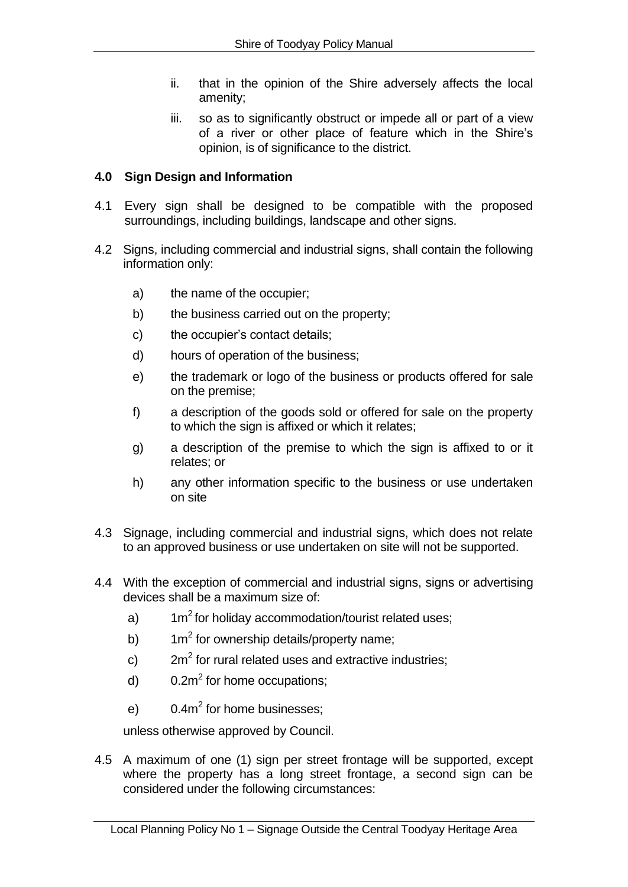ii. that in the opinion of the Shire adversely affects the local amenity;

iii. so as to significantly obstruct or impede all or part of a view of a river or other place of feature which in the Shire's opinion, is of significance to the district.

#### 4.0 Sign Design and Information

4.1 Every sign shall be designed to be compatible with the proposed surroundings, including buildings, landscape and other signs.

4.2 Signs, including commercial and industrial signs, shall contain the following information only:

a) the name of the occupier;

b) the business carried out on the property;

c) the occupier's contact details;

d) hours of operation of the business;

e) the trademark or logo of the business or products offered for sale on the premise;

f) a description of the goods sold or offered for sale on the property to which the sign is affixed or which it relates;

g) a description of the premise to which the sign is affixed to or it relates; or

h) any other information specific to the business or use undertaken on site

4.3 Signage, including commercial and industrial signs, which does not relate to an approved business or use undertaken on site will not be supported.

4.4 With the exception of commercial and industrial signs, signs or advertising devices shall be a maximum size of:

a) $1m^2$ for holiday accommodation/tourist related uses;

b) $1m^2$ for ownership details/property name;

c) $2m^2$ for rural related uses and extractive industries;

d) $0.2m^2$ for home occupations;

e) $0.4m^2$ for home businesses;

unless otherwise approved by Council.

4.5 A maximum of one (1) sign per street frontage will be supported, except where the property has a long street frontage, a second sign can be considered under the following circumstances: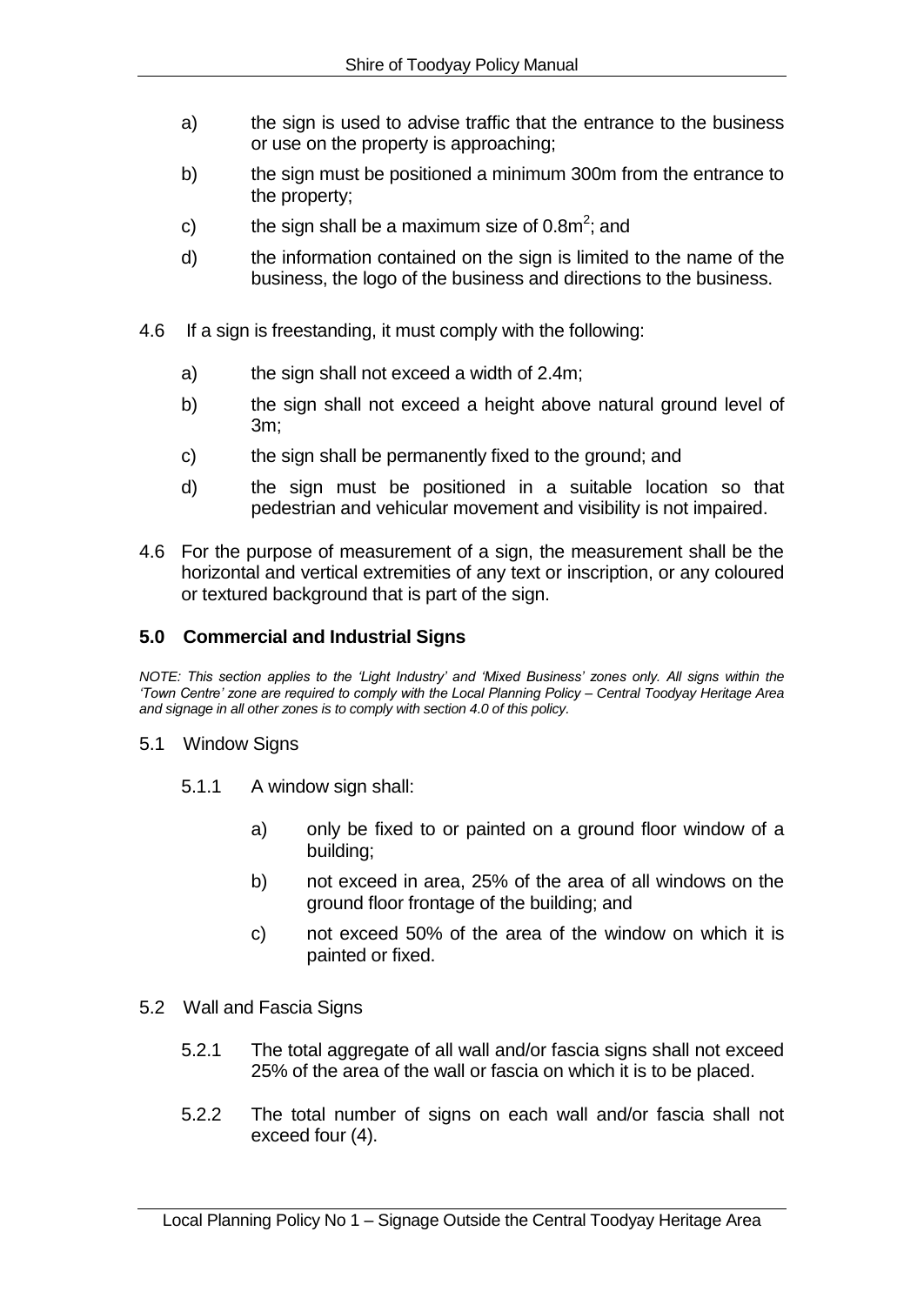a) the sign is used to advise traffic that the entrance to the business or use on the property is approaching;

b) the sign must be positioned a minimum 300m from the entrance to the property;

c) the sign shall be a maximum size of 0.8m$^2$; and

d) the information contained on the sign is limited to the name of the business, the logo of the business and directions to the business.

4.6 If a sign is freestanding, it must comply with the following:

a) the sign shall not exceed a width of 2.4m;

b) the sign shall not exceed a height above natural ground level of 3m;

c) the sign shall be permanently fixed to the ground; and

d) the sign must be positioned in a suitable location so that pedestrian and vehicular movement and visibility is not impaired.

4.6 For the purpose of measurement of a sign, the measurement shall be the horizontal and vertical extremities of any text or inscription, or any coloured or textured background that is part of the sign.

## 5.0 Commercial and Industrial Signs

*NOTE: This section applies to the 'Light Industry' and 'Mixed Business' zones only. All signs within the 'Town Centre' zone are required to comply with the Local Planning Policy – Central Toodyay Heritage Area and signage in all other zones is to comply with section 4.0 of this policy.*

5.1 Window Signs

5.1.1 A window sign shall:

a) only be fixed to or painted on a ground floor window of a building;

b) not exceed in area, 25% of the area of all windows on the ground floor frontage of the building; and

c) not exceed 50% of the area of the window on which it is painted or fixed.

5.2 Wall and Fascia Signs

5.2.1 The total aggregate of all wall and/or fascia signs shall not exceed 25% of the area of the wall or fascia on which it is to be placed.

5.2.2 The total number of signs on each wall and/or fascia shall not exceed four (4).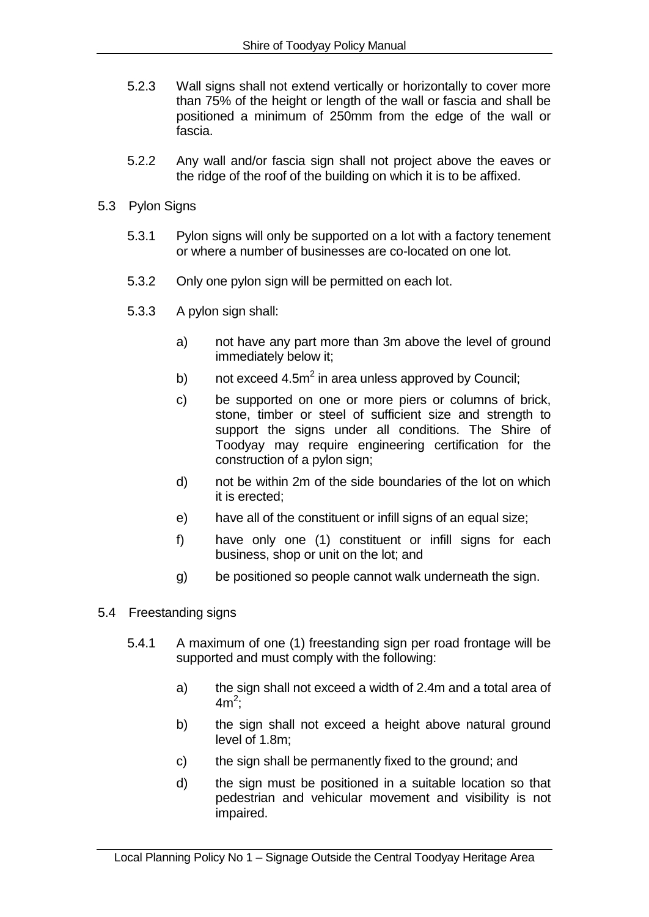5.2.3 Wall signs shall not extend vertically or horizontally to cover more than 75% of the height or length of the wall or fascia and shall be positioned a minimum of 250mm from the edge of the wall or fascia.

5.2.2 Any wall and/or fascia sign shall not project above the eaves or the ridge of the roof of the building on which it is to be affixed.

5.3 Pylon Signs

5.3.1 Pylon signs will only be supported on a lot with a factory tenement or where a number of businesses are co-located on one lot.

5.3.2 Only one pylon sign will be permitted on each lot.

5.3.3 A pylon sign shall:

a) not have any part more than 3m above the level of ground immediately below it;

b) not exceed $4.5m^2$ in area unless approved by Council;

c) be supported on one or more piers or columns of brick, stone, timber or steel of sufficient size and strength to support the signs under all conditions. The Shire of Toodyay may require engineering certification for the construction of a pylon sign;

d) not be within 2m of the side boundaries of the lot on which it is erected;

e) have all of the constituent or infill signs of an equal size;

f) have only one (1) constituent or infill signs for each business, shop or unit on the lot; and

g) be positioned so people cannot walk underneath the sign.

5.4 Freestanding signs

5.4.1 A maximum of one (1) freestanding sign per road frontage will be supported and must comply with the following:

a) the sign shall not exceed a width of 2.4m and a total area of $4m^2$;

b) the sign shall not exceed a height above natural ground level of 1.8m;

c) the sign shall be permanently fixed to the ground; and

d) the sign must be positioned in a suitable location so that pedestrian and vehicular movement and visibility is not impaired.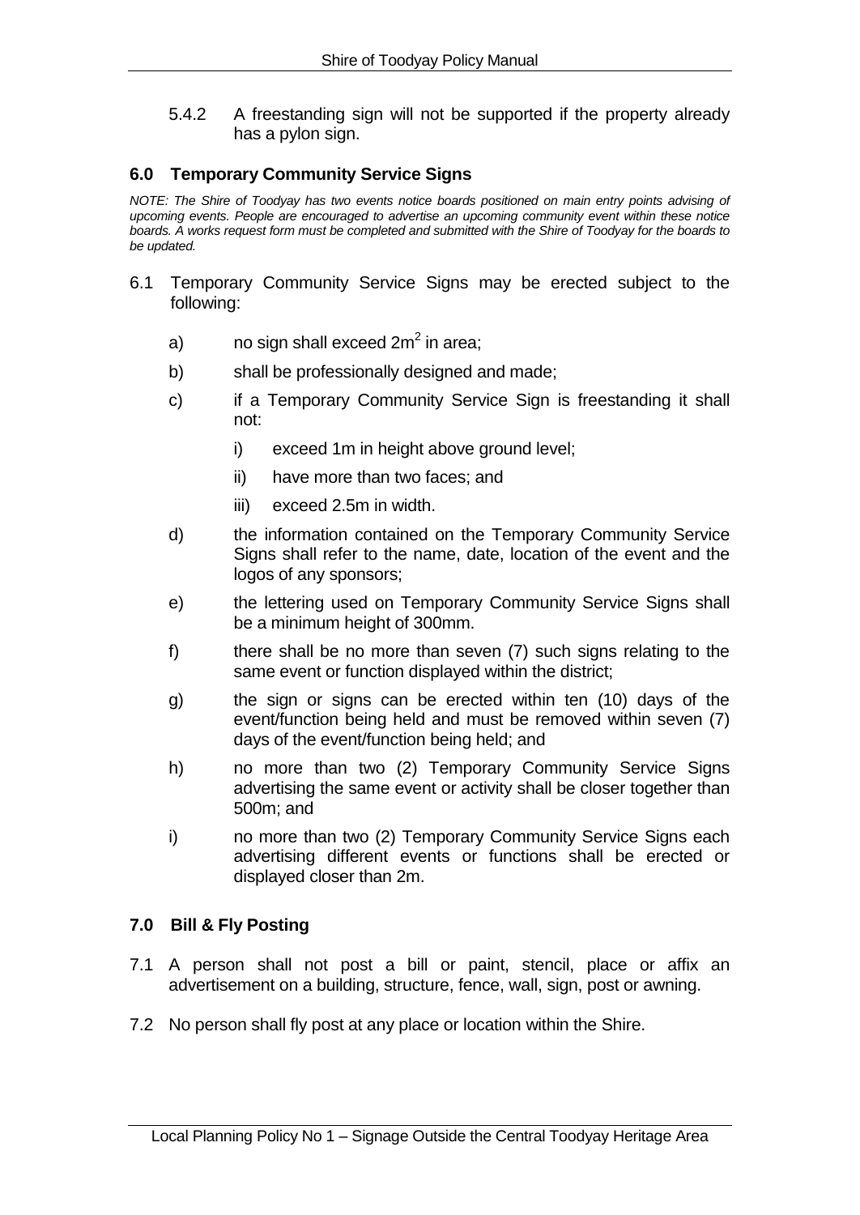5.4.2 A freestanding sign will not be supported if the property already has a pylon sign.

## 6.0 Temporary Community Service Signs

*NOTE: The Shire of Toodyay has two events notice boards positioned on main entry points advising of upcoming events. People are encouraged to advertise an upcoming community event within these notice boards. A works request form must be completed and submitted with the Shire of Toodyay for the boards to be updated.*

6.1 Temporary Community Service Signs may be erected subject to the following:

a) no sign shall exceed $2m^2$ in area;

b) shall be professionally designed and made;

c) if a Temporary Community Service Sign is freestanding it shall not:

   i) exceed 1m in height above ground level;

   ii) have more than two faces; and

   iii) exceed 2.5m in width.

d) the information contained on the Temporary Community Service Signs shall refer to the name, date, location of the event and the logos of any sponsors;

e) the lettering used on Temporary Community Service Signs shall be a minimum height of 300mm.

f) there shall be no more than seven (7) such signs relating to the same event or function displayed within the district;

g) the sign or signs can be erected within ten (10) days of the event/function being held and must be removed within seven (7) days of the event/function being held; and

h) no more than two (2) Temporary Community Service Signs advertising the same event or activity shall be closer together than 500m; and

i) no more than two (2) Temporary Community Service Signs each advertising different events or functions shall be erected or displayed closer than 2m.

## 7.0 Bill & Fly Posting

7.1 A person shall not post a bill or paint, stencil, place or affix an advertisement on a building, structure, fence, wall, sign, post or awning.

7.2 No person shall fly post at any place or location within the Shire.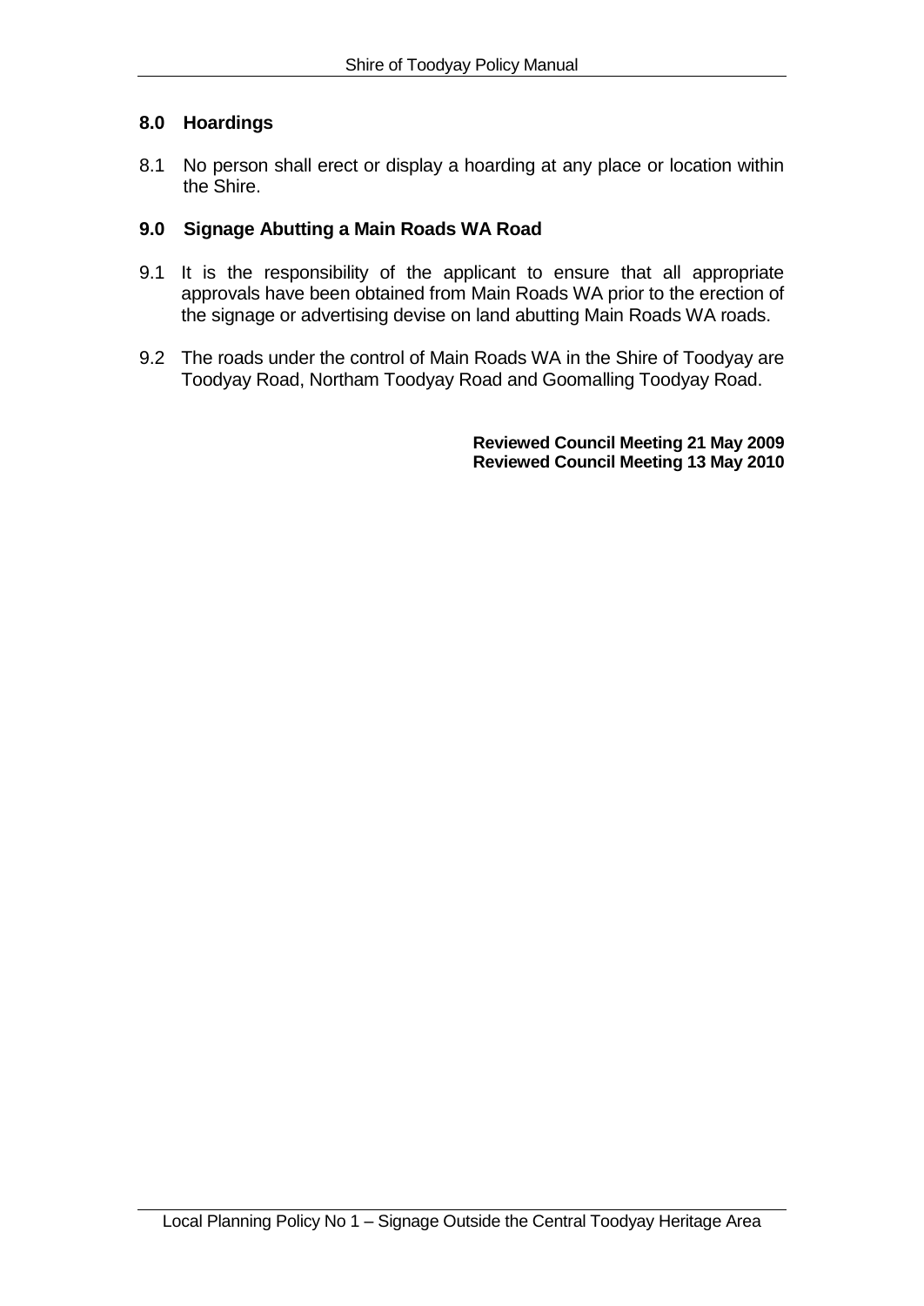## 8.0 Hoardings

8.1 No person shall erect or display a hoarding at any place or location within the Shire.

## 9.0 Signage Abutting a Main Roads WA Road

9.1 It is the responsibility of the applicant to ensure that all appropriate approvals have been obtained from Main Roads WA prior to the erection of the signage or advertising devise on land abutting Main Roads WA roads.

9.2 The roads under the control of Main Roads WA in the Shire of Toodyay are Toodyay Road, Northam Toodyay Road and Goomalling Toodyay Road.

**Reviewed Council Meeting 21 May 2009**
**Reviewed Council Meeting 13 May 2010**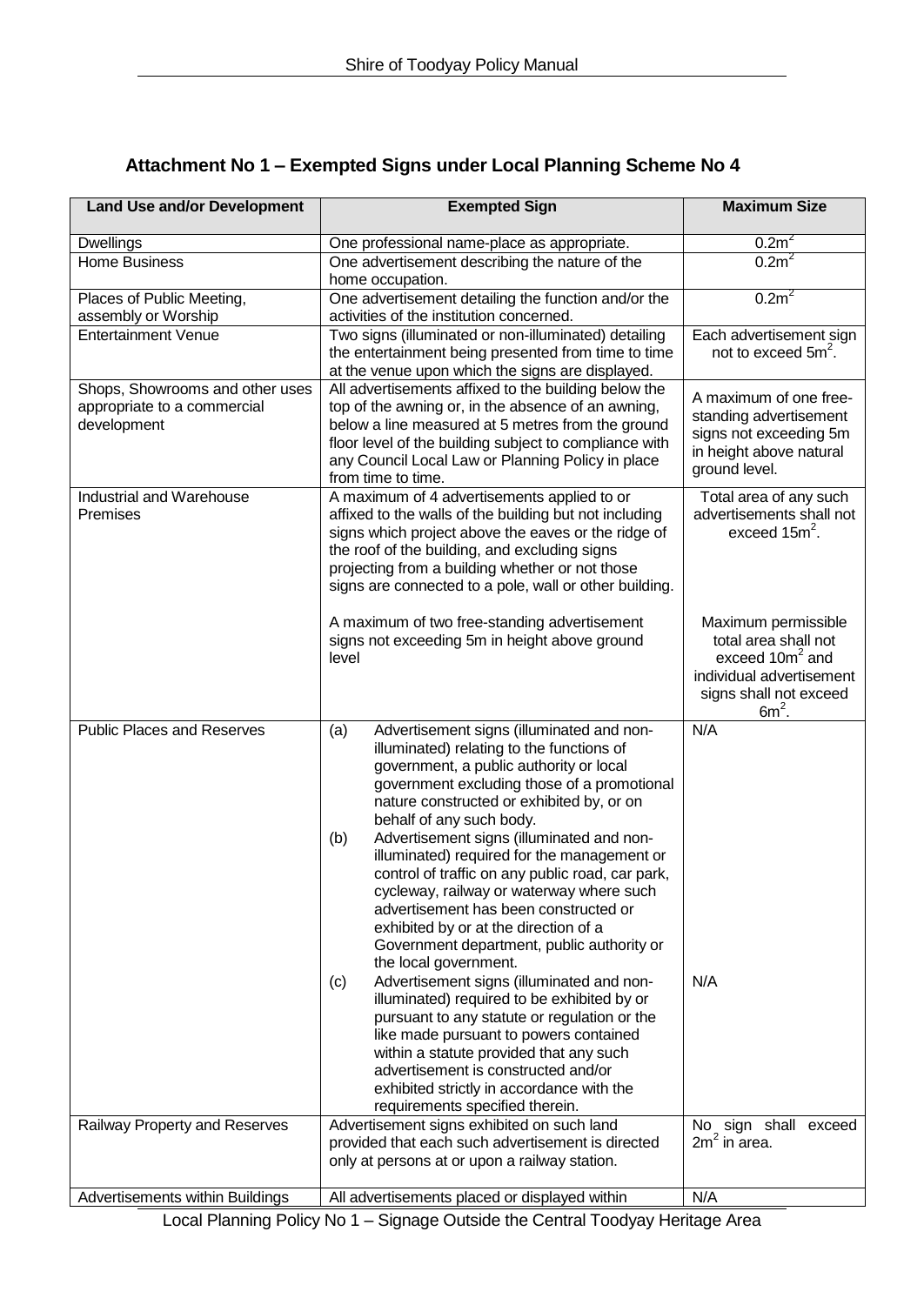## Attachment No 1 – Exempted Signs under Local Planning Scheme No 4

| Land Use and/or Development | Exempted Sign | Maximum Size |
|---|---|---|
| Dwellings | One professional name-place as appropriate. | $0.2m^2$ |
| Home Business | One advertisement describing the nature of the home occupation. | $0.2m^2$ |
| Places of Public Meeting, assembly or Worship | One advertisement detailing the function and/or the activities of the institution concerned. | $0.2m^2$ |
| Entertainment Venue | Two signs (illuminated or non-illuminated) detailing the entertainment being presented from time to time at the venue upon which the signs are displayed. | Each advertisement sign not to exceed $5m^2$. |
| Shops, Showrooms and other uses appropriate to a commercial development | All advertisements affixed to the building below the top of the awning or, in the absence of an awning, below a line measured at 5 metres from the ground floor level of the building subject to compliance with any Council Local Law or Planning Policy in place from time to time. | A maximum of one free-standing advertisement signs not exceeding 5m in height above natural ground level. |
| Industrial and Warehouse Premises | A maximum of 4 advertisements applied to or affixed to the walls of the building but not including signs which project above the eaves or the ridge of the roof of the building, and excluding signs projecting from a building whether or not those signs are connected to a pole, wall or other building. | Total area of any such advertisements shall not exceed $15m^2$. |
| | A maximum of two free-standing advertisement signs not exceeding 5m in height above ground level | Maximum permissible total area shall not exceed $10m^2$ and individual advertisement signs shall not exceed $6m^2$. |
| Public Places and Reserves | (a) Advertisement signs (illuminated and non-illuminated) relating to the functions of government, a public authority or local government excluding those of a promotional nature constructed or exhibited by, or on behalf of any such body. | N/A |
| | (b) Advertisement signs (illuminated and non-illuminated) required for the management or control of traffic on any public road, car park, cycleway, railway or waterway where such advertisement has been constructed or exhibited by or at the direction of a Government department, public authority or the local government. | |
| | (c) Advertisement signs (illuminated and non-illuminated) required to be exhibited by or pursuant to any statute or regulation or the like made pursuant to powers contained within a statute provided that any such advertisement is constructed and/or exhibited strictly in accordance with the requirements specified therein. | N/A |
| Railway Property and Reserves | Advertisement signs exhibited on such land provided that each such advertisement is directed only at persons at or upon a railway station. | No sign shall exceed $2m^2$ in area. |
| Advertisements within Buildings | All advertisements placed or displayed within | N/A |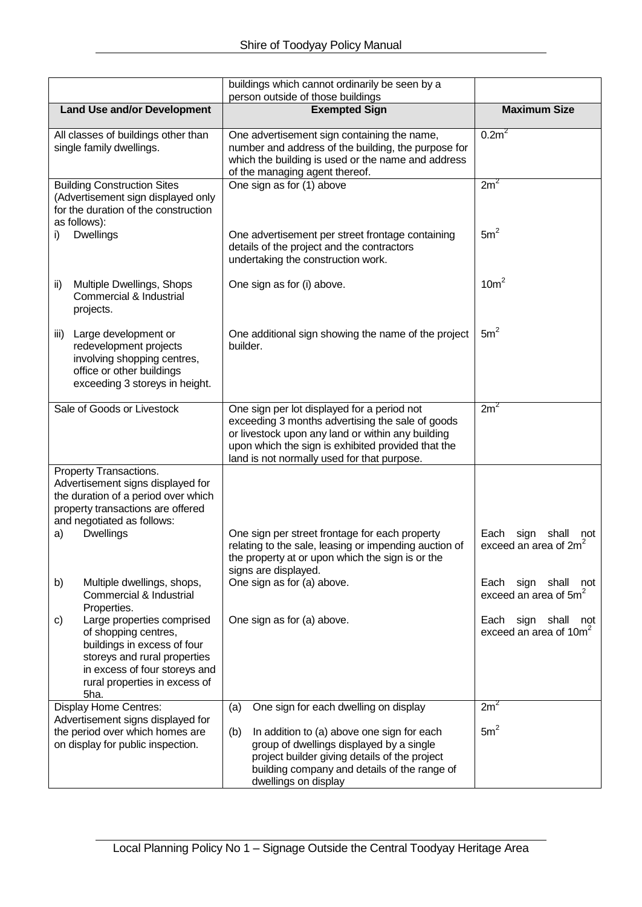| | | |
|---|---|---|
| | buildings which cannot ordinarily be seen by a person outside of those buildings | |
| **Land Use and/or Development** | **Exempted Sign** | **Maximum Size** |
| All classes of buildings other than single family dwellings. | One advertisement sign containing the name, number and address of the building, the purpose for which the building is used or the name and address of the managing agent thereof. | $0.2m^2$ |
| Building Construction Sites (Advertisement sign displayed only for the duration of the construction as follows): | One sign as for (1) above | $2m^2$ |
| i) Dwellings | One advertisement per street frontage containing details of the project and the contractors undertaking the construction work. | $5m^2$ |
| ii) Multiple Dwellings, Shops Commercial & Industrial projects. | One sign as for (i) above. | $10m^2$ |
| iii) Large development or redevelopment projects involving shopping centres, office or other buildings exceeding 3 storeys in height. | One additional sign showing the name of the project builder. | $5m^2$ |
| Sale of Goods or Livestock | One sign per lot displayed for a period not exceeding 3 months advertising the sale of goods or livestock upon any land or within any building upon which the sign is exhibited provided that the land is not normally used for that purpose. | $2m^2$ |
| Property Transactions. Advertisement signs displayed for the duration of a period over which property transactions are offered and negotiated as follows: | | |
| a) Dwellings | One sign per street frontage for each property relating to the sale, leasing or impending auction of the property at or upon which the sign is or the signs are displayed. | Each sign shall not exceed an area of $2m^2$ |
| b) Multiple dwellings, shops, Commercial & Industrial Properties. | One sign as for (a) above. | Each sign shall not exceed an area of $5m^2$ |
| c) Large properties comprised of shopping centres, buildings in excess of four storeys and rural properties in excess of four storeys and rural properties in excess of 5ha. | One sign as for (a) above. | Each sign shall not exceed an area of $10m^2$ |
| Display Home Centres: Advertisement signs displayed for the period over which homes are on display for public inspection. | (a) One sign for each dwelling on display | $2m^2$ |
| | (b) In addition to (a) above one sign for each group of dwellings displayed by a single project builder giving details of the project building company and details of the range of dwellings on display | $5m^2$ |